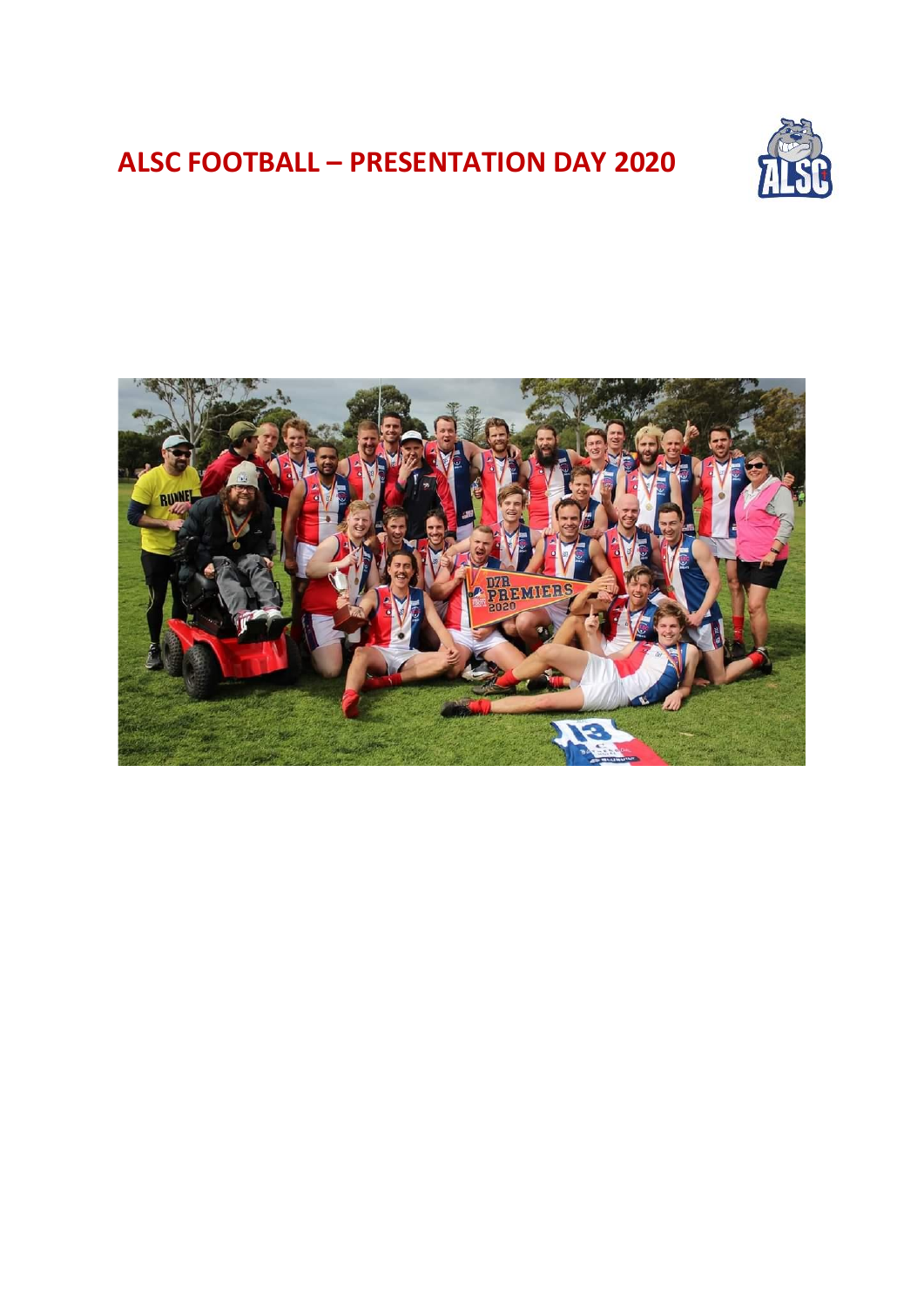# ALSC FOOTBALL – PRESENTATION DAY 2020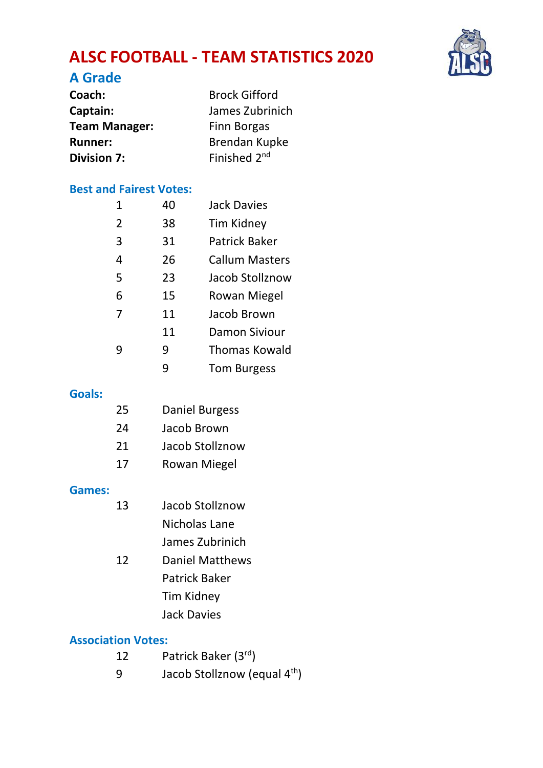# ALSC FOOTBALL - TEAM STATISTICS 2020

## A Grade

| | |
|---|---|
| **Coach:** | Brock Gifford |
| **Captain:** | James Zubrinich |
| **Team Manager:** | Finn Borgas |
| **Runner:** | Brendan Kupke |
| **Division 7:** | Finished 2nd |

### Best and Fairest Votes:

| | | |
|---|---|---|
| 1 | 40 | Jack Davies |
| 2 | 38 | Tim Kidney |
| 3 | 31 | Patrick Baker |
| 4 | 26 | Callum Masters |
| 5 | 23 | Jacob Stollznow |
| 6 | 15 | Rowan Miegel |
| 7 | 11 | Jacob Brown |
| | 11 | Damon Siviour |
| 9 | 9 | Thomas Kowald |
| | 9 | Tom Burgess |

### Goals:

| | |
|---|---|
| 25 | Daniel Burgess |
| 24 | Jacob Brown |
| 21 | Jacob Stollznow |
| 17 | Rowan Miegel |

### Games:

| | |
|---|---|
| 13 | Jacob Stollznow |
| | Nicholas Lane |
| | James Zubrinich |
| 12 | Daniel Matthews |
| | Patrick Baker |
| | Tim Kidney |
| | Jack Davies |

### Association Votes:

| | |
|---|---|
| 12 | Patrick Baker (3rd) |
| 9 | Jacob Stollznow (equal 4th) |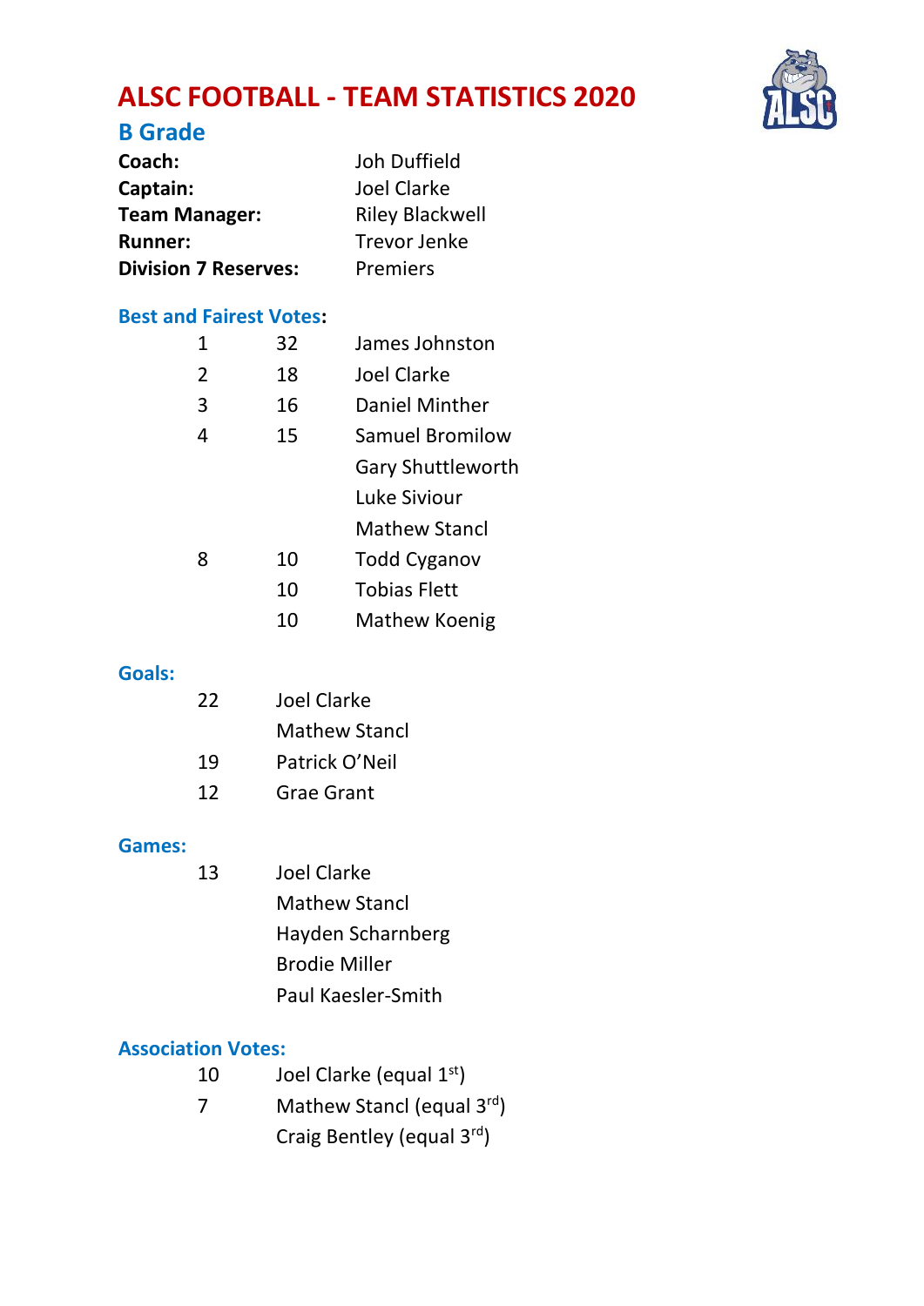# ALSC FOOTBALL - TEAM STATISTICS 2020

## B Grade

| | |
|---|---|
| **Coach:** | Joh Duffield |
| **Captain:** | Joel Clarke |
| **Team Manager:** | Riley Blackwell |
| **Runner:** | Trevor Jenke |
| **Division 7 Reserves:** | Premiers |

### Best and Fairest Votes:

| | | |
|---|---|---|
| 1 | 32 | James Johnston |
| 2 | 18 | Joel Clarke |
| 3 | 16 | Daniel Minther |
| 4 | 15 | Samuel Bromilow |
| | | Gary Shuttleworth |
| | | Luke Siviour |
| | | Mathew Stancl |
| 8 | 10 | Todd Cyganov |
| | 10 | Tobias Flett |
| | 10 | Mathew Koenig |

### Goals:

| | |
|---|---|
| 22 | Joel Clarke |
| | Mathew Stancl |
| 19 | Patrick O'Neil |
| 12 | Grae Grant |

### Games:

| | |
|---|---|
| 13 | Joel Clarke |
| | Mathew Stancl |
| | Hayden Scharnberg |
| | Brodie Miller |
| | Paul Kaesler-Smith |

### Association Votes:

| | |
|---|---|
| 10 | Joel Clarke (equal 1st) |
| 7 | Mathew Stancl (equal 3rd) |
| | Craig Bentley (equal 3rd) |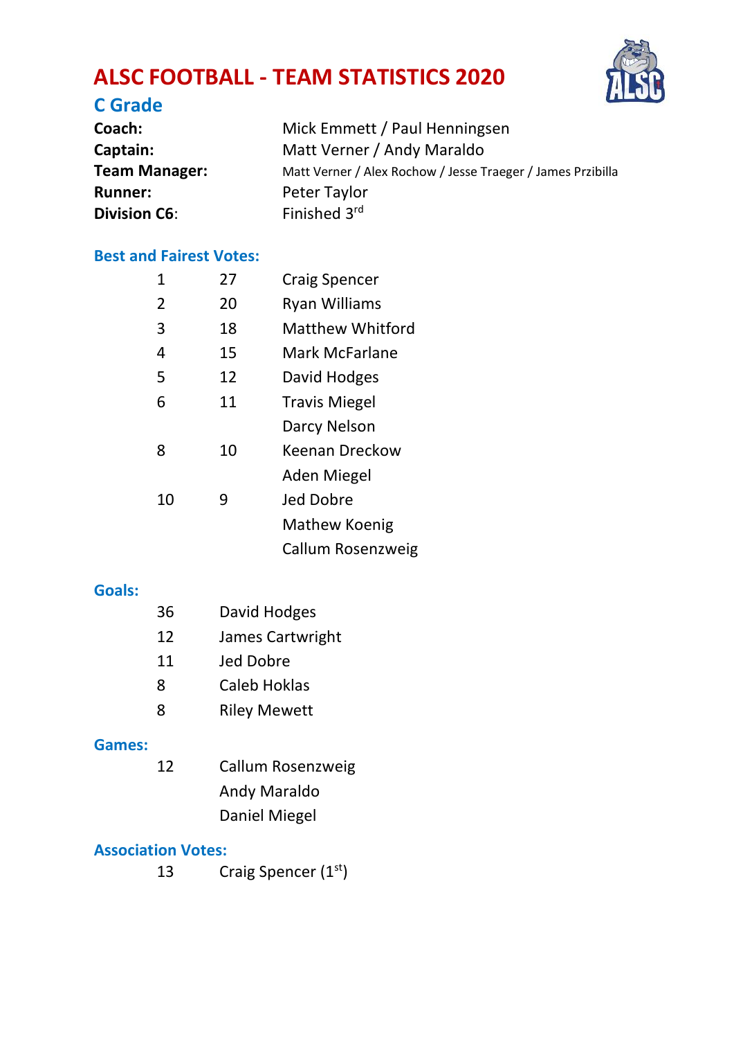# ALSC FOOTBALL - TEAM STATISTICS 2020

## C Grade

**Coach:** Mick Emmett / Paul Henningsen
**Captain:** Matt Verner / Andy Maraldo
**Team Manager:** Matt Verner / Alex Rochow / Jesse Traeger / James Przibilla
**Runner:** Peter Taylor
**Division C6**: Finished 3rd

### Best and Fairest Votes:

| | | |
|---|---|---|
| 1 | 27 | Craig Spencer |
| 2 | 20 | Ryan Williams |
| 3 | 18 | Matthew Whitford |
| 4 | 15 | Mark McFarlane |
| 5 | 12 | David Hodges |
| 6 | 11 | Travis Miegel |
| | | Darcy Nelson |
| 8 | 10 | Keenan Dreckow |
| | | Aden Miegel |
| 10 | 9 | Jed Dobre |
| | | Mathew Koenig |
| | | Callum Rosenzweig |

### Goals:

| | |
|---|---|
| 36 | David Hodges |
| 12 | James Cartwright |
| 11 | Jed Dobre |
| 8 | Caleb Hoklas |
| 8 | Riley Mewett |

### Games:

| | |
|---|---|
| 12 | Callum Rosenzweig |
| | Andy Maraldo |
| | Daniel Miegel |

### Association Votes:

| | |
|---|---|
| 13 | Craig Spencer (1st) |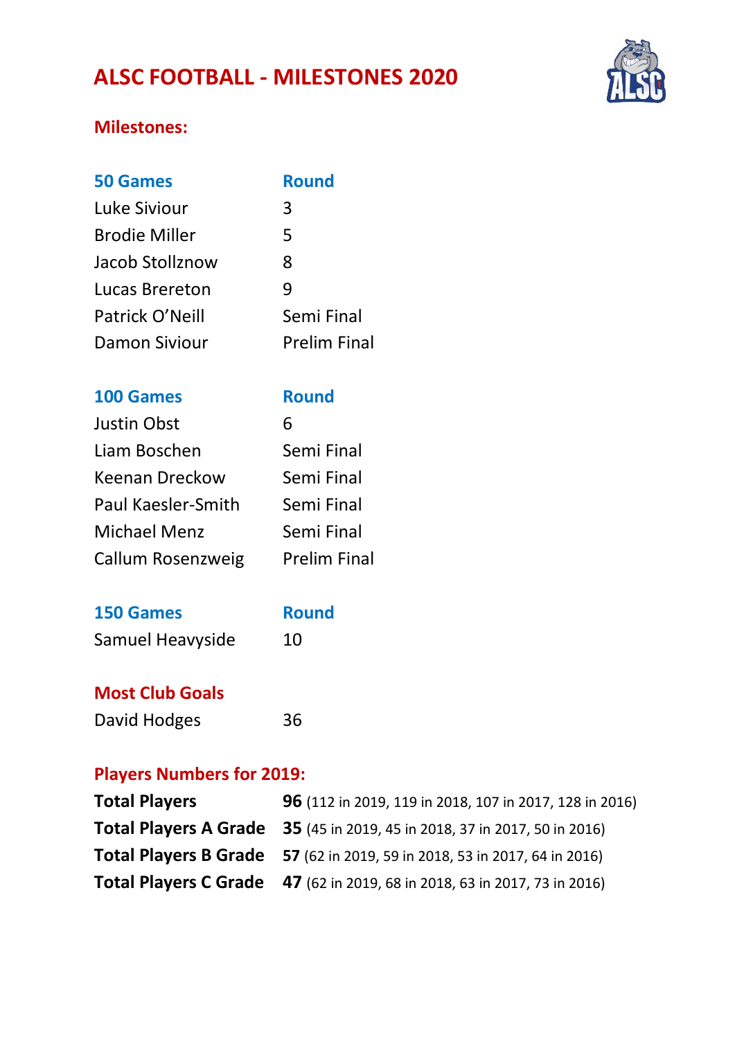# ALSC FOOTBALL - MILESTONES 2020

## Milestones:

| 50 Games | Round |
|---|---|
| Luke Siviour | 3 |
| Brodie Miller | 5 |
| Jacob Stollznow | 8 |
| Lucas Brereton | 9 |
| Patrick O'Neill | Semi Final |
| Damon Siviour | Prelim Final |

| 100 Games | Round |
|---|---|
| Justin Obst | 6 |
| Liam Boschen | Semi Final |
| Keenan Dreckow | Semi Final |
| Paul Kaesler-Smith | Semi Final |
| Michael Menz | Semi Final |
| Callum Rosenzweig | Prelim Final |

| 150 Games | Round |
|---|---|
| Samuel Heavyside | 10 |

## Most Club Goals

David Hodges 36

## Players Numbers for 2019:

**Total Players** **96** (112 in 2019, 119 in 2018, 107 in 2017, 128 in 2016)
**Total Players A Grade** **35** (45 in 2019, 45 in 2018, 37 in 2017, 50 in 2016)
**Total Players B Grade** **57** (62 in 2019, 59 in 2018, 53 in 2017, 64 in 2016)
**Total Players C Grade** **47** (62 in 2019, 68 in 2018, 63 in 2017, 73 in 2016)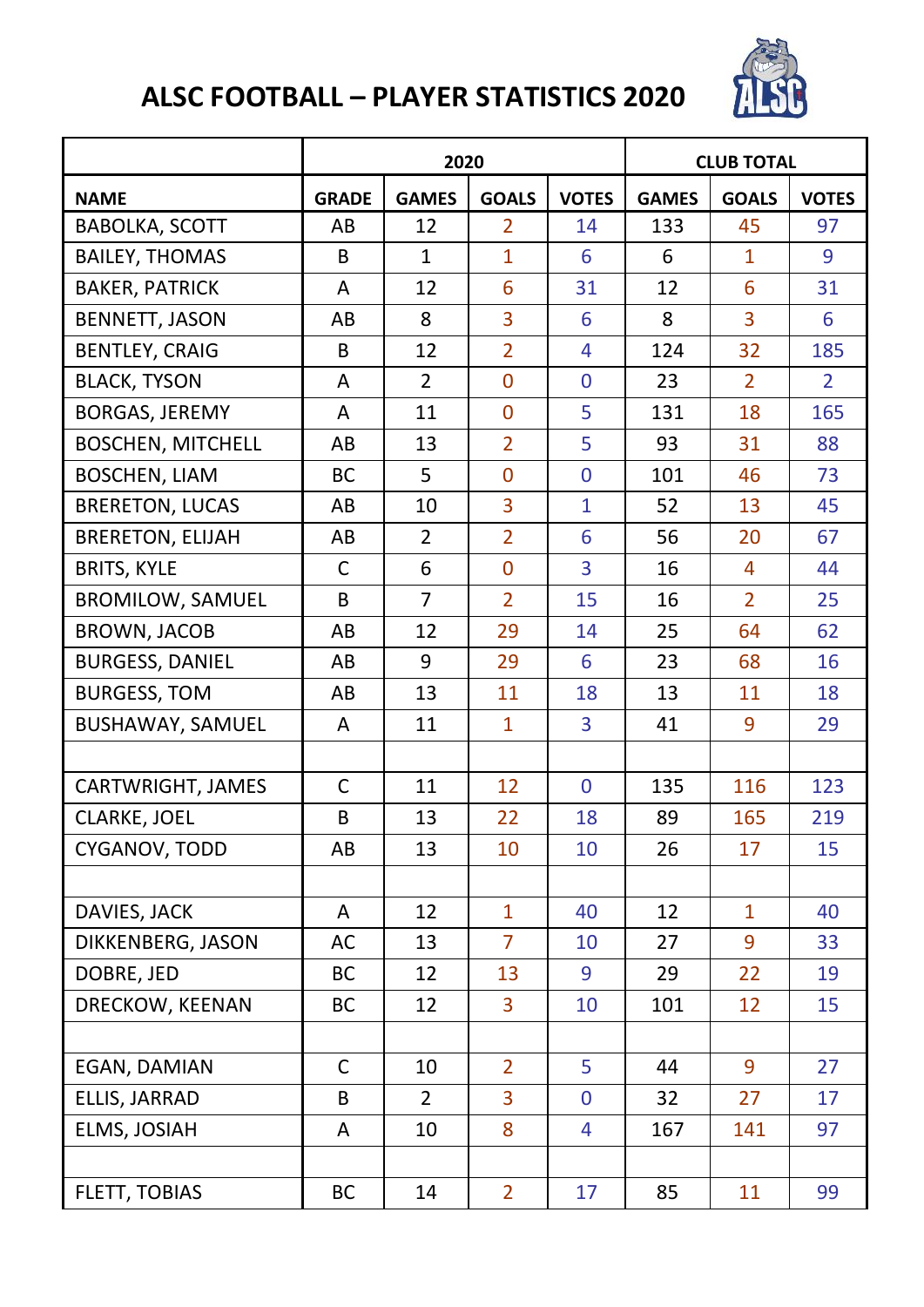# ALSC FOOTBALL – PLAYER STATISTICS 2020

| | 2020 | | | | CLUB TOTAL | | |
|---|---|---|---|---|---|---|---|
| **NAME** | **GRADE** | **GAMES** | **GOALS** | **VOTES** | **GAMES** | **GOALS** | **VOTES** |
| BABOLKA, SCOTT | AB | 12 | 2 | 14 | 133 | 45 | 97 |
| BAILEY, THOMAS | B | 1 | 1 | 6 | 6 | 1 | 9 |
| BAKER, PATRICK | A | 12 | 6 | 31 | 12 | 6 | 31 |
| BENNETT, JASON | AB | 8 | 3 | 6 | 8 | 3 | 6 |
| BENTLEY, CRAIG | B | 12 | 2 | 4 | 124 | 32 | 185 |
| BLACK, TYSON | A | 2 | 0 | 0 | 23 | 2 | 2 |
| BORGAS, JEREMY | A | 11 | 0 | 5 | 131 | 18 | 165 |
| BOSCHEN, MITCHELL | AB | 13 | 2 | 5 | 93 | 31 | 88 |
| BOSCHEN, LIAM | BC | 5 | 0 | 0 | 101 | 46 | 73 |
| BRERETON, LUCAS | AB | 10 | 3 | 1 | 52 | 13 | 45 |
| BRERETON, ELIJAH | AB | 2 | 2 | 6 | 56 | 20 | 67 |
| BRITS, KYLE | C | 6 | 0 | 3 | 16 | 4 | 44 |
| BROMILOW, SAMUEL | B | 7 | 2 | 15 | 16 | 2 | 25 |
| BROWN, JACOB | AB | 12 | 29 | 14 | 25 | 64 | 62 |
| BURGESS, DANIEL | AB | 9 | 29 | 6 | 23 | 68 | 16 |
| BURGESS, TOM | AB | 13 | 11 | 18 | 13 | 11 | 18 |
| BUSHAWAY, SAMUEL | A | 11 | 1 | 3 | 41 | 9 | 29 |
| | | | | | | | |
| CARTWRIGHT, JAMES | C | 11 | 12 | 0 | 135 | 116 | 123 |
| CLARKE, JOEL | B | 13 | 22 | 18 | 89 | 165 | 219 |
| CYGANOV, TODD | AB | 13 | 10 | 10 | 26 | 17 | 15 |
| | | | | | | | |
| DAVIES, JACK | A | 12 | 1 | 40 | 12 | 1 | 40 |
| DIKKENBERG, JASON | AC | 13 | 7 | 10 | 27 | 9 | 33 |
| DOBRE, JED | BC | 12 | 13 | 9 | 29 | 22 | 19 |
| DRECKOW, KEENAN | BC | 12 | 3 | 10 | 101 | 12 | 15 |
| | | | | | | | |
| EGAN, DAMIAN | C | 10 | 2 | 5 | 44 | 9 | 27 |
| ELLIS, JARRAD | B | 2 | 3 | 0 | 32 | 27 | 17 |
| ELMS, JOSIAH | A | 10 | 8 | 4 | 167 | 141 | 97 |
| | | | | | | | |
| FLETT, TOBIAS | BC | 14 | 2 | 17 | 85 | 11 | 99 |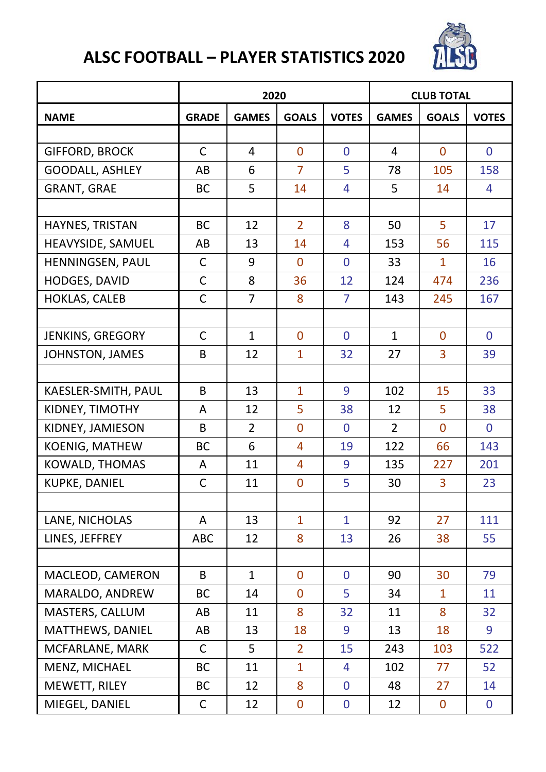# ALSC FOOTBALL – PLAYER STATISTICS 2020

| | 2020 | | | | CLUB TOTAL | | |
|---|---|---|---|---|---|---|---|
| **NAME** | **GRADE** | **GAMES** | **GOALS** | **VOTES** | **GAMES** | **GOALS** | **VOTES** |
| | | | | | | | |
| GIFFORD, BROCK | C | 4 | 0 | 0 | 4 | 0 | 0 |
| GOODALL, ASHLEY | AB | 6 | 7 | 5 | 78 | 105 | 158 |
| GRANT, GRAE | BC | 5 | 14 | 4 | 5 | 14 | 4 |
| | | | | | | | |
| HAYNES, TRISTAN | BC | 12 | 2 | 8 | 50 | 5 | 17 |
| HEAVYSIDE, SAMUEL | AB | 13 | 14 | 4 | 153 | 56 | 115 |
| HENNINGSEN, PAUL | C | 9 | 0 | 0 | 33 | 1 | 16 |
| HODGES, DAVID | C | 8 | 36 | 12 | 124 | 474 | 236 |
| HOKLAS, CALEB | C | 7 | 8 | 7 | 143 | 245 | 167 |
| | | | | | | | |
| JENKINS, GREGORY | C | 1 | 0 | 0 | 1 | 0 | 0 |
| JOHNSTON, JAMES | B | 12 | 1 | 32 | 27 | 3 | 39 |
| | | | | | | | |
| KAESLER-SMITH, PAUL | B | 13 | 1 | 9 | 102 | 15 | 33 |
| KIDNEY, TIMOTHY | A | 12 | 5 | 38 | 12 | 5 | 38 |
| KIDNEY, JAMIESON | B | 2 | 0 | 0 | 2 | 0 | 0 |
| KOENIG, MATHEW | BC | 6 | 4 | 19 | 122 | 66 | 143 |
| KOWALD, THOMAS | A | 11 | 4 | 9 | 135 | 227 | 201 |
| KUPKE, DANIEL | C | 11 | 0 | 5 | 30 | 3 | 23 |
| | | | | | | | |
| LANE, NICHOLAS | A | 13 | 1 | 1 | 92 | 27 | 111 |
| LINES, JEFFREY | ABC | 12 | 8 | 13 | 26 | 38 | 55 |
| | | | | | | | |
| MACLEOD, CAMERON | B | 1 | 0 | 0 | 90 | 30 | 79 |
| MARALDO, ANDREW | BC | 14 | 0 | 5 | 34 | 1 | 11 |
| MASTERS, CALLUM | AB | 11 | 8 | 32 | 11 | 8 | 32 |
| MATTHEWS, DANIEL | AB | 13 | 18 | 9 | 13 | 18 | 9 |
| MCFARLANE, MARK | C | 5 | 2 | 15 | 243 | 103 | 522 |
| MENZ, MICHAEL | BC | 11 | 1 | 4 | 102 | 77 | 52 |
| MEWETT, RILEY | BC | 12 | 8 | 0 | 48 | 27 | 14 |
| MIEGEL, DANIEL | C | 12 | 0 | 0 | 12 | 0 | 0 |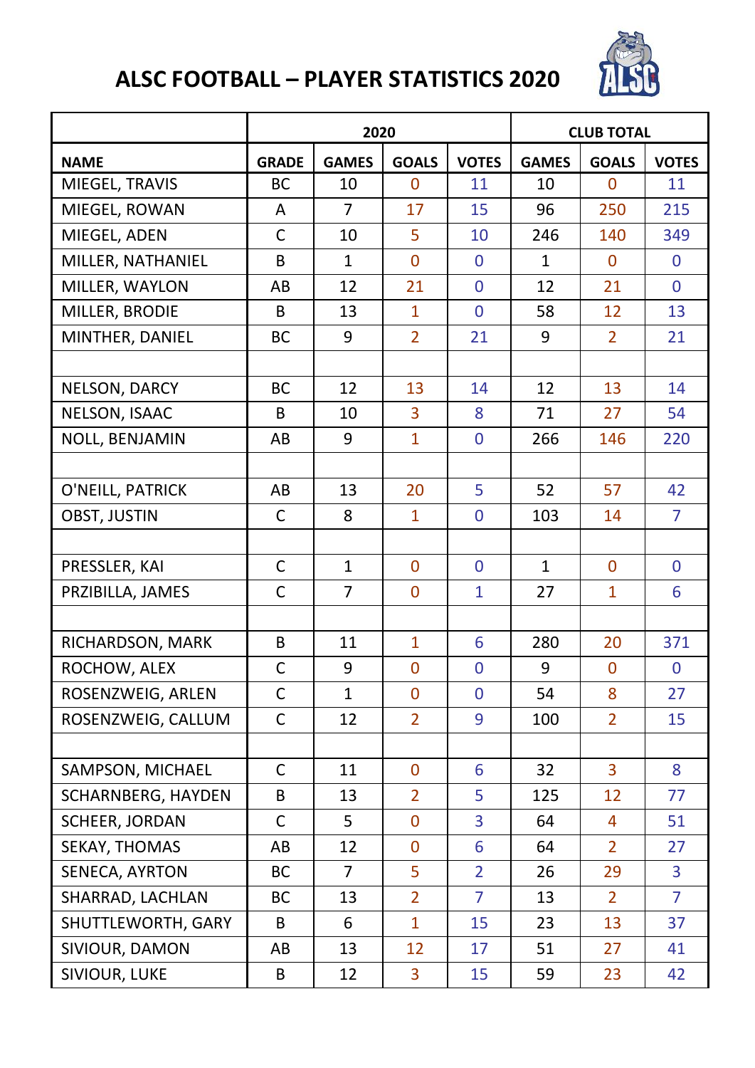# ALSC FOOTBALL – PLAYER STATISTICS 2020

| | 2020 | | | | CLUB TOTAL | | |
|---|---|---|---|---|---|---|---|
| **NAME** | **GRADE** | **GAMES** | **GOALS** | **VOTES** | **GAMES** | **GOALS** | **VOTES** |
| MIEGEL, TRAVIS | BC | 10 | 0 | 11 | 10 | 0 | 11 |
| MIEGEL, ROWAN | A | 7 | 17 | 15 | 96 | 250 | 215 |
| MIEGEL, ADEN | C | 10 | 5 | 10 | 246 | 140 | 349 |
| MILLER, NATHANIEL | B | 1 | 0 | 0 | 1 | 0 | 0 |
| MILLER, WAYLON | AB | 12 | 21 | 0 | 12 | 21 | 0 |
| MILLER, BRODIE | B | 13 | 1 | 0 | 58 | 12 | 13 |
| MINTHER, DANIEL | BC | 9 | 2 | 21 | 9 | 2 | 21 |
| | | | | | | | |
| NELSON, DARCY | BC | 12 | 13 | 14 | 12 | 13 | 14 |
| NELSON, ISAAC | B | 10 | 3 | 8 | 71 | 27 | 54 |
| NOLL, BENJAMIN | AB | 9 | 1 | 0 | 266 | 146 | 220 |
| | | | | | | | |
| O'NEILL, PATRICK | AB | 13 | 20 | 5 | 52 | 57 | 42 |
| OBST, JUSTIN | C | 8 | 1 | 0 | 103 | 14 | 7 |
| | | | | | | | |
| PRESSLER, KAI | C | 1 | 0 | 0 | 1 | 0 | 0 |
| PRZIBILLA, JAMES | C | 7 | 0 | 1 | 27 | 1 | 6 |
| | | | | | | | |
| RICHARDSON, MARK | B | 11 | 1 | 6 | 280 | 20 | 371 |
| ROCHOW, ALEX | C | 9 | 0 | 0 | 9 | 0 | 0 |
| ROSENZWEIG, ARLEN | C | 1 | 0 | 0 | 54 | 8 | 27 |
| ROSENZWEIG, CALLUM | C | 12 | 2 | 9 | 100 | 2 | 15 |
| | | | | | | | |
| SAMPSON, MICHAEL | C | 11 | 0 | 6 | 32 | 3 | 8 |
| SCHARNBERG, HAYDEN | B | 13 | 2 | 5 | 125 | 12 | 77 |
| SCHEER, JORDAN | C | 5 | 0 | 3 | 64 | 4 | 51 |
| SEKAY, THOMAS | AB | 12 | 0 | 6 | 64 | 2 | 27 |
| SENECA, AYRTON | BC | 7 | 5 | 2 | 26 | 29 | 3 |
| SHARRAD, LACHLAN | BC | 13 | 2 | 7 | 13 | 2 | 7 |
| SHUTTLEWORTH, GARY | B | 6 | 1 | 15 | 23 | 13 | 37 |
| SIVIOUR, DAMON | AB | 13 | 12 | 17 | 51 | 27 | 41 |
| SIVIOUR, LUKE | B | 12 | 3 | 15 | 59 | 23 | 42 |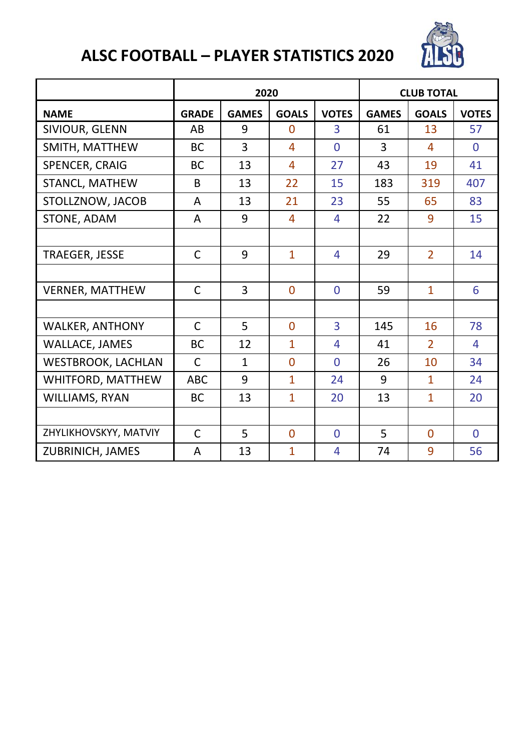# ALSC FOOTBALL – PLAYER STATISTICS 2020

| | 2020 | | | | CLUB TOTAL | | |
|---|---|---|---|---|---|---|---|
| **NAME** | **GRADE** | **GAMES** | **GOALS** | **VOTES** | **GAMES** | **GOALS** | **VOTES** |
| SIVIOUR, GLENN | AB | 9 | 0 | 3 | 61 | 13 | 57 |
| SMITH, MATTHEW | BC | 3 | 4 | 0 | 3 | 4 | 0 |
| SPENCER, CRAIG | BC | 13 | 4 | 27 | 43 | 19 | 41 |
| STANCL, MATHEW | B | 13 | 22 | 15 | 183 | 319 | 407 |
| STOLLZNOW, JACOB | A | 13 | 21 | 23 | 55 | 65 | 83 |
| STONE, ADAM | A | 9 | 4 | 4 | 22 | 9 | 15 |
| | | | | | | | |
| TRAEGER, JESSE | C | 9 | 1 | 4 | 29 | 2 | 14 |
| | | | | | | | |
| VERNER, MATTHEW | C | 3 | 0 | 0 | 59 | 1 | 6 |
| | | | | | | | |
| WALKER, ANTHONY | C | 5 | 0 | 3 | 145 | 16 | 78 |
| WALLACE, JAMES | BC | 12 | 1 | 4 | 41 | 2 | 4 |
| WESTBROOK, LACHLAN | C | 1 | 0 | 0 | 26 | 10 | 34 |
| WHITFORD, MATTHEW | ABC | 9 | 1 | 24 | 9 | 1 | 24 |
| WILLIAMS, RYAN | BC | 13 | 1 | 20 | 13 | 1 | 20 |
| | | | | | | | |
| ZHYLIKHOVSKYY, MATVIY | C | 5 | 0 | 0 | 5 | 0 | 0 |
| ZUBRINICH, JAMES | A | 13 | 1 | 4 | 74 | 9 | 56 |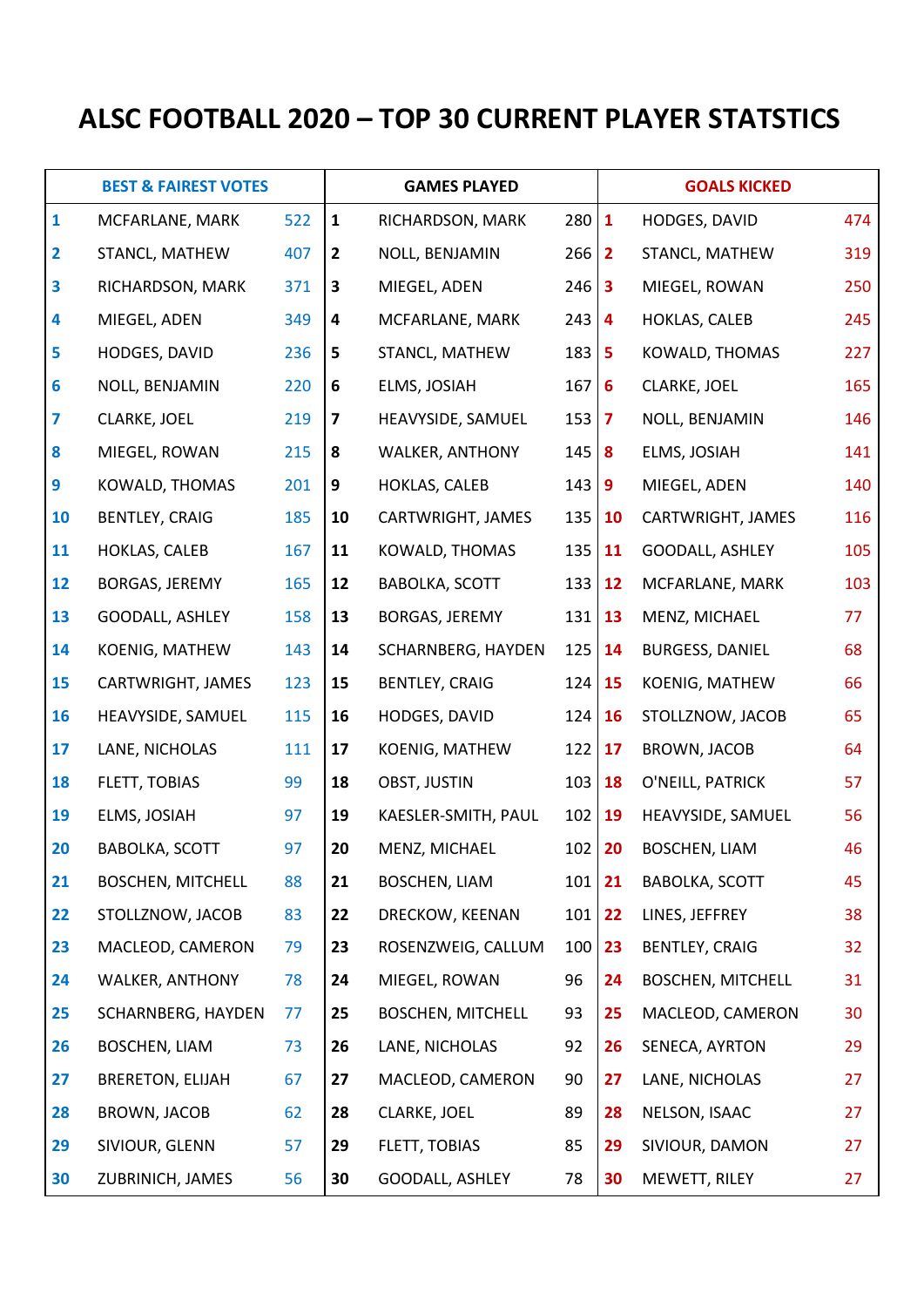# ALSC FOOTBALL 2020 – TOP 30 CURRENT PLAYER STATSTICS

| BEST & FAIREST VOTES | | | GAMES PLAYED | | | GOALS KICKED | | |
|---|---|---|---|---|---|---|---|---|
| 1 | MCFARLANE, MARK | 522 | 1 | RICHARDSON, MARK | 280 | 1 | HODGES, DAVID | 474 |
| 2 | STANCL, MATHEW | 407 | 2 | NOLL, BENJAMIN | 266 | 2 | STANCL, MATHEW | 319 |
| 3 | RICHARDSON, MARK | 371 | 3 | MIEGEL, ADEN | 246 | 3 | MIEGEL, ROWAN | 250 |
| 4 | MIEGEL, ADEN | 349 | 4 | MCFARLANE, MARK | 243 | 4 | HOKLAS, CALEB | 245 |
| 5 | HODGES, DAVID | 236 | 5 | STANCL, MATHEW | 183 | 5 | KOWALD, THOMAS | 227 |
| 6 | NOLL, BENJAMIN | 220 | 6 | ELMS, JOSIAH | 167 | 6 | CLARKE, JOEL | 165 |
| 7 | CLARKE, JOEL | 219 | 7 | HEAVYSIDE, SAMUEL | 153 | 7 | NOLL, BENJAMIN | 146 |
| 8 | MIEGEL, ROWAN | 215 | 8 | WALKER, ANTHONY | 145 | 8 | ELMS, JOSIAH | 141 |
| 9 | KOWALD, THOMAS | 201 | 9 | HOKLAS, CALEB | 143 | 9 | MIEGEL, ADEN | 140 |
| 10 | BENTLEY, CRAIG | 185 | 10 | CARTWRIGHT, JAMES | 135 | 10 | CARTWRIGHT, JAMES | 116 |
| 11 | HOKLAS, CALEB | 167 | 11 | KOWALD, THOMAS | 135 | 11 | GOODALL, ASHLEY | 105 |
| 12 | BORGAS, JEREMY | 165 | 12 | BABOLKA, SCOTT | 133 | 12 | MCFARLANE, MARK | 103 |
| 13 | GOODALL, ASHLEY | 158 | 13 | BORGAS, JEREMY | 131 | 13 | MENZ, MICHAEL | 77 |
| 14 | KOENIG, MATHEW | 143 | 14 | SCHARNBERG, HAYDEN | 125 | 14 | BURGESS, DANIEL | 68 |
| 15 | CARTWRIGHT, JAMES | 123 | 15 | BENTLEY, CRAIG | 124 | 15 | KOENIG, MATHEW | 66 |
| 16 | HEAVYSIDE, SAMUEL | 115 | 16 | HODGES, DAVID | 124 | 16 | STOLLZNOW, JACOB | 65 |
| 17 | LANE, NICHOLAS | 111 | 17 | KOENIG, MATHEW | 122 | 17 | BROWN, JACOB | 64 |
| 18 | FLETT, TOBIAS | 99 | 18 | OBST, JUSTIN | 103 | 18 | O'NEILL, PATRICK | 57 |
| 19 | ELMS, JOSIAH | 97 | 19 | KAESLER-SMITH, PAUL | 102 | 19 | HEAVYSIDE, SAMUEL | 56 |
| 20 | BABOLKA, SCOTT | 97 | 20 | MENZ, MICHAEL | 102 | 20 | BOSCHEN, LIAM | 46 |
| 21 | BOSCHEN, MITCHELL | 88 | 21 | BOSCHEN, LIAM | 101 | 21 | BABOLKA, SCOTT | 45 |
| 22 | STOLLZNOW, JACOB | 83 | 22 | DRECKOW, KEENAN | 101 | 22 | LINES, JEFFREY | 38 |
| 23 | MACLEOD, CAMERON | 79 | 23 | ROSENZWEIG, CALLUM | 100 | 23 | BENTLEY, CRAIG | 32 |
| 24 | WALKER, ANTHONY | 78 | 24 | MIEGEL, ROWAN | 96 | 24 | BOSCHEN, MITCHELL | 31 |
| 25 | SCHARNBERG, HAYDEN | 77 | 25 | BOSCHEN, MITCHELL | 93 | 25 | MACLEOD, CAMERON | 30 |
| 26 | BOSCHEN, LIAM | 73 | 26 | LANE, NICHOLAS | 92 | 26 | SENECA, AYRTON | 29 |
| 27 | BRERETON, ELIJAH | 67 | 27 | MACLEOD, CAMERON | 90 | 27 | LANE, NICHOLAS | 27 |
| 28 | BROWN, JACOB | 62 | 28 | CLARKE, JOEL | 89 | 28 | NELSON, ISAAC | 27 |
| 29 | SIVIOUR, GLENN | 57 | 29 | FLETT, TOBIAS | 85 | 29 | SIVIOUR, DAMON | 27 |
| 30 | ZUBRINICH, JAMES | 56 | 30 | GOODALL, ASHLEY | 78 | 30 | MEWETT, RILEY | 27 |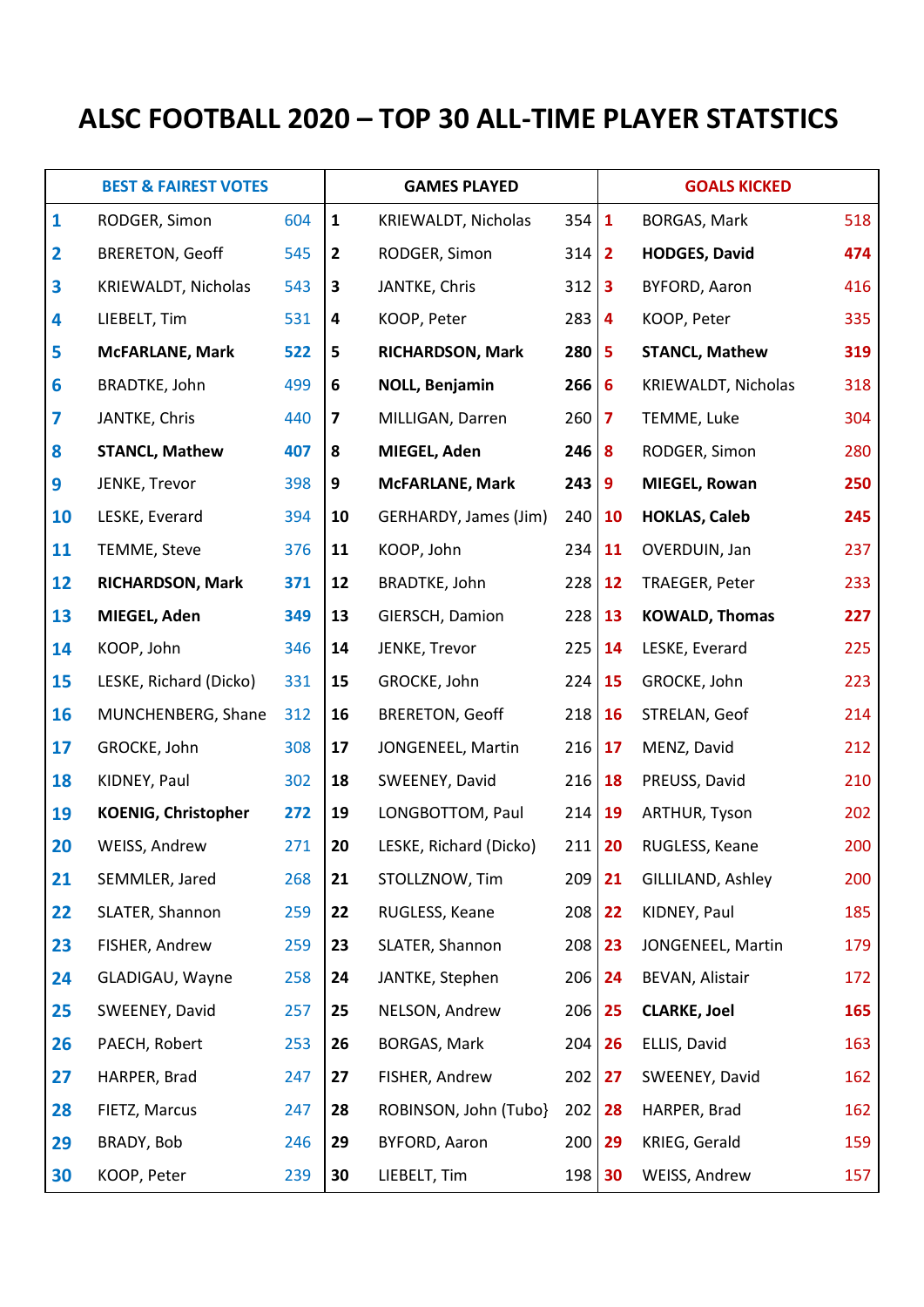# ALSC FOOTBALL 2020 – TOP 30 ALL-TIME PLAYER STATSTICS

| | BEST & FAIREST VOTES | | | GAMES PLAYED | | | GOALS KICKED | |
|---|---|---|---|---|---|---|---|---|
| 1 | RODGER, Simon | 604 | 1 | KRIEWALDT, Nicholas | 354 | 1 | BORGAS, Mark | 518 |
| 2 | BRERETON, Geoff | 545 | 2 | RODGER, Simon | 314 | 2 | **HODGES, David** | **474** |
| 3 | KRIEWALDT, Nicholas | 543 | 3 | JANTKE, Chris | 312 | 3 | BYFORD, Aaron | 416 |
| 4 | LIEBELT, Tim | 531 | 4 | KOOP, Peter | 283 | 4 | KOOP, Peter | 335 |
| 5 | **McFARLANE, Mark** | **522** | 5 | **RICHARDSON, Mark** | **280** | 5 | **STANCL, Mathew** | **319** |
| 6 | BRADTKE, John | 499 | 6 | **NOLL, Benjamin** | **266** | 6 | KRIEWALDT, Nicholas | 318 |
| 7 | JANTKE, Chris | 440 | 7 | MILLIGAN, Darren | 260 | 7 | TEMME, Luke | 304 |
| 8 | **STANCL, Mathew** | **407** | 8 | **MIEGEL, Aden** | **246** | 8 | RODGER, Simon | 280 |
| 9 | JENKE, Trevor | 398 | 9 | **McFARLANE, Mark** | **243** | 9 | **MIEGEL, Rowan** | **250** |
| 10 | LESKE, Everard | 394 | 10 | GERHARDY, James (Jim) | 240 | 10 | **HOKLAS, Caleb** | **245** |
| 11 | TEMME, Steve | 376 | 11 | KOOP, John | 234 | 11 | OVERDUIN, Jan | 237 |
| 12 | **RICHARDSON, Mark** | **371** | 12 | BRADTKE, John | 228 | 12 | TRAEGER, Peter | 233 |
| 13 | **MIEGEL, Aden** | **349** | 13 | GIERSCH, Damion | 228 | 13 | **KOWALD, Thomas** | **227** |
| 14 | KOOP, John | 346 | 14 | JENKE, Trevor | 225 | 14 | LESKE, Everard | 225 |
| 15 | LESKE, Richard (Dicko) | 331 | 15 | GROCKE, John | 224 | 15 | GROCKE, John | 223 |
| 16 | MUNCHENBERG, Shane | 312 | 16 | BRERETON, Geoff | 218 | 16 | STRELAN, Geof | 214 |
| 17 | GROCKE, John | 308 | 17 | JONGENEEL, Martin | 216 | 17 | MENZ, David | 212 |
| 18 | KIDNEY, Paul | 302 | 18 | SWEENEY, David | 216 | 18 | PREUSS, David | 210 |
| 19 | **KOENIG, Christopher** | **272** | 19 | LONGBOTTOM, Paul | 214 | 19 | ARTHUR, Tyson | 202 |
| 20 | WEISS, Andrew | 271 | 20 | LESKE, Richard (Dicko) | 211 | 20 | RUGLESS, Keane | 200 |
| 21 | SEMMLER, Jared | 268 | 21 | STOLLZNOW, Tim | 209 | 21 | GILLILAND, Ashley | 200 |
| 22 | SLATER, Shannon | 259 | 22 | RUGLESS, Keane | 208 | 22 | KIDNEY, Paul | 185 |
| 23 | FISHER, Andrew | 259 | 23 | SLATER, Shannon | 208 | 23 | JONGENEEL, Martin | 179 |
| 24 | GLADIGAU, Wayne | 258 | 24 | JANTKE, Stephen | 206 | 24 | BEVAN, Alistair | 172 |
| 25 | SWEENEY, David | 257 | 25 | NELSON, Andrew | 206 | 25 | **CLARKE, Joel** | **165** |
| 26 | PAECH, Robert | 253 | 26 | BORGAS, Mark | 204 | 26 | ELLIS, David | 163 |
| 27 | HARPER, Brad | 247 | 27 | FISHER, Andrew | 202 | 27 | SWEENEY, David | 162 |
| 28 | FIETZ, Marcus | 247 | 28 | ROBINSON, John (Tubo} | 202 | 28 | HARPER, Brad | 162 |
| 29 | BRADY, Bob | 246 | 29 | BYFORD, Aaron | 200 | 29 | KRIEG, Gerald | 159 |
| 30 | KOOP, Peter | 239 | 30 | LIEBELT, Tim | 198 | 30 | WEISS, Andrew | 157 |